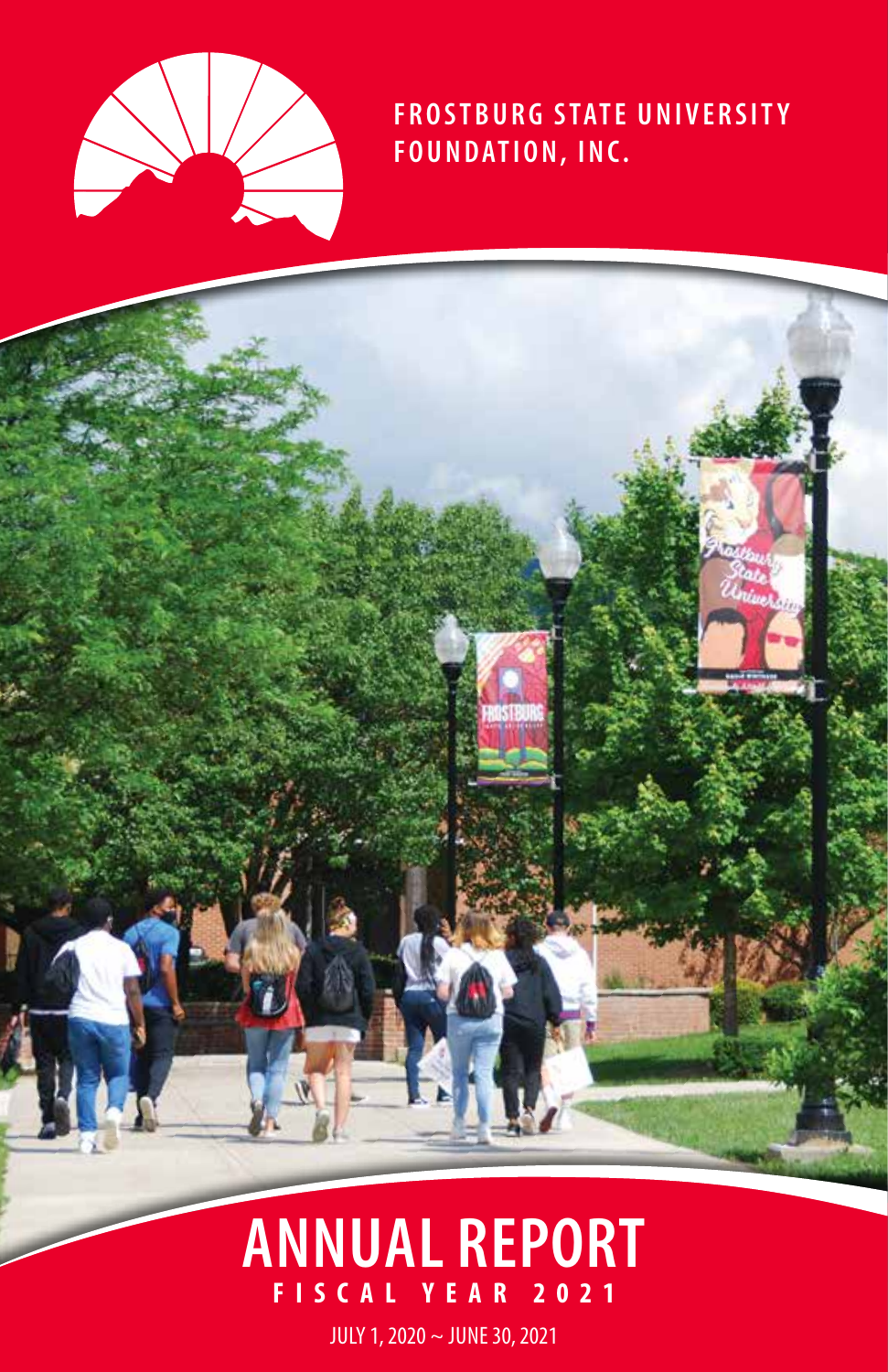# FROSTBURG STATE UNIVERSITY FOUNDATION, INC.

# ANNUAL REPORT

## FISCAL YEAR 2021

JULY 1, 2020 ~ JUNE 30, 2021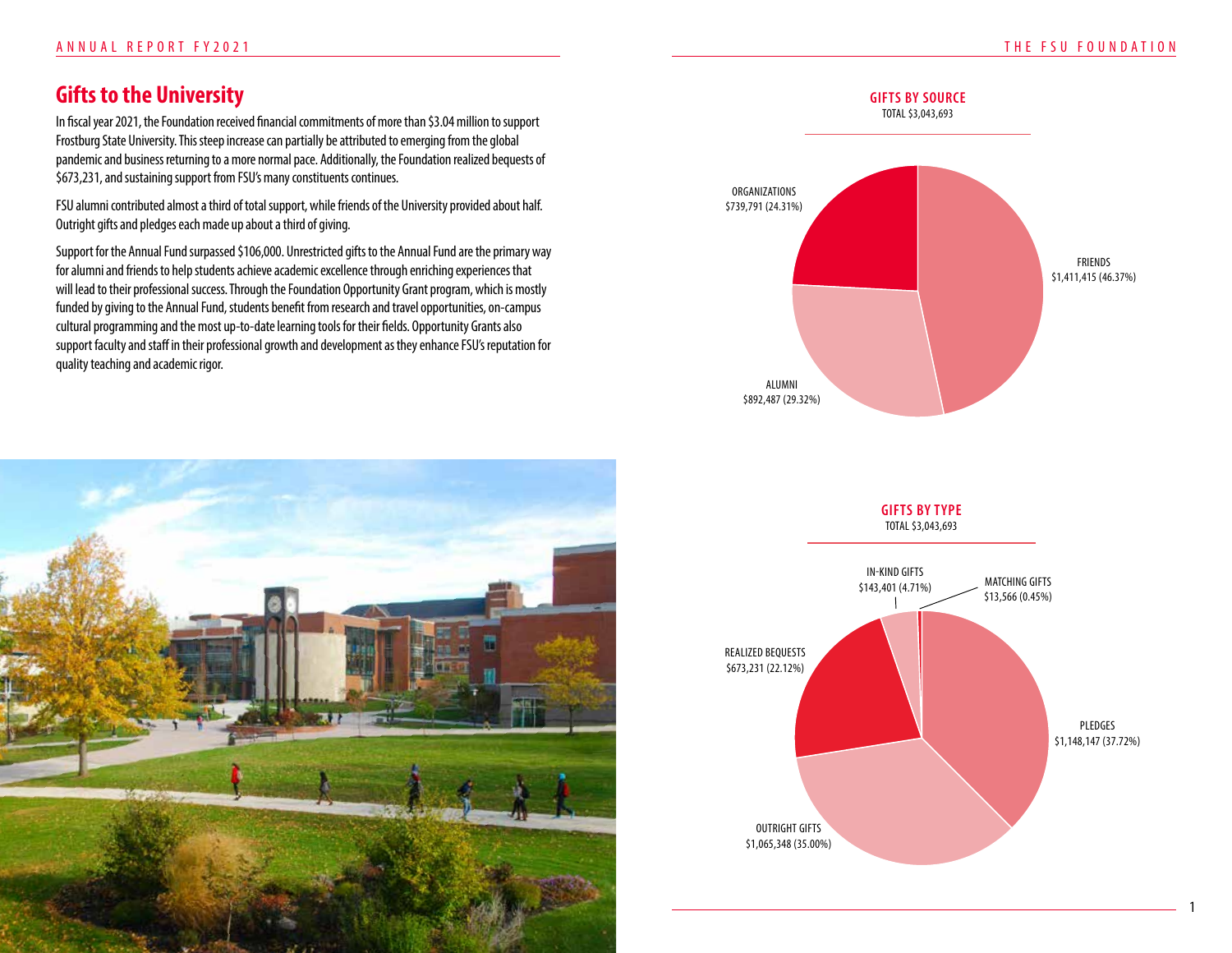# Gifts to the University

In fiscal year 2021, the Foundation received financial commitments of more than $3.04 million to support Frostburg State University. This steep increase can partially be attributed to emerging from the global pandemic and business returning to a more normal pace. Additionally, the Foundation realized bequests of $673,231, and sustaining support from FSU's many constituents continues.

FSU alumni contributed almost a third of total support, while friends of the University provided about half. Outright gifts and pledges each made up about a third of giving.

Support for the Annual Fund surpassed $106,000. Unrestricted gifts to the Annual Fund are the primary way for alumni and friends to help students achieve academic excellence through enriching experiences that will lead to their professional success. Through the Foundation Opportunity Grant program, which is mostly funded by giving to the Annual Fund, students benefit from research and travel opportunities, on-campus cultural programming and the most up-to-date learning tools for their fields. Opportunity Grants also support faculty and staff in their professional growth and development as they enhance FSU's reputation for quality teaching and academic rigor.

## GIFTS BY SOURCE

TOTAL $3,043,693

| Source | Amount | Percent |
| --- | --- | --- |
| FRIENDS | $1,411,415 | 46.37% |
| ALUMNI | $892,487 | 29.32% |
| ORGANIZATIONS | $739,791 | 24.31% |

## GIFTS BY TYPE

TOTAL $3,043,693

| Type | Amount | Percent |
| --- | --- | --- |
| PLEDGES | $1,148,147 | 37.72% |
| OUTRIGHT GIFTS | $1,065,348 | 35.00% |
| REALIZED BEQUESTS | $673,231 | 22.12% |
| IN-KIND GIFTS | $143,401 | 4.71% |
| MATCHING GIFTS | $13,566 | 0.45% |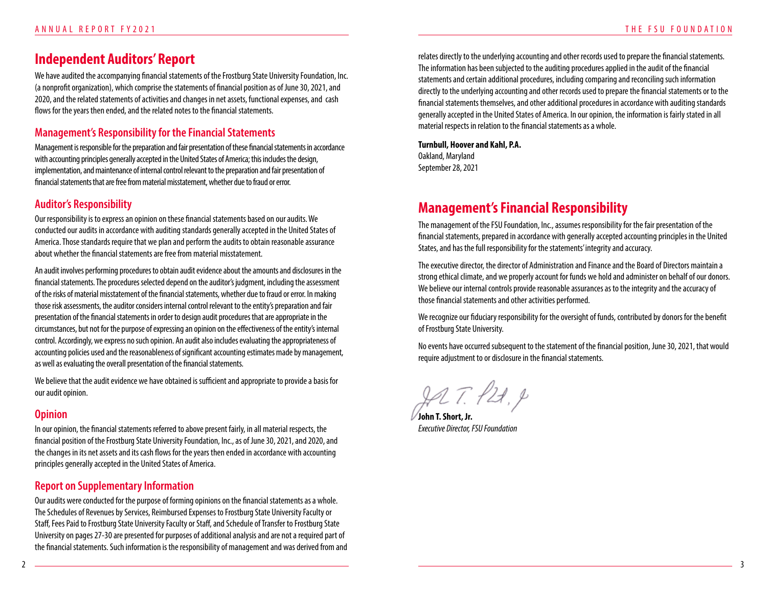# Independent Auditors' Report

We have audited the accompanying financial statements of the Frostburg State University Foundation, Inc. (a nonprofit organization), which comprise the statements of financial position as of June 30, 2021, and 2020, and the related statements of activities and changes in net assets, functional expenses, and cash flows for the years then ended, and the related notes to the financial statements.

## Management's Responsibility for the Financial Statements

Management is responsible for the preparation and fair presentation of these financial statements in accordance with accounting principles generally accepted in the United States of America; this includes the design, implementation, and maintenance of internal control relevant to the preparation and fair presentation of financial statements that are free from material misstatement, whether due to fraud or error.

## Auditor's Responsibility

Our responsibility is to express an opinion on these financial statements based on our audits. We conducted our audits in accordance with auditing standards generally accepted in the United States of America. Those standards require that we plan and perform the audits to obtain reasonable assurance about whether the financial statements are free from material misstatement.

An audit involves performing procedures to obtain audit evidence about the amounts and disclosures in the financial statements. The procedures selected depend on the auditor's judgment, including the assessment of the risks of material misstatement of the financial statements, whether due to fraud or error. In making those risk assessments, the auditor considers internal control relevant to the entity's preparation and fair presentation of the financial statements in order to design audit procedures that are appropriate in the circumstances, but not for the purpose of expressing an opinion on the effectiveness of the entity's internal control. Accordingly, we express no such opinion. An audit also includes evaluating the appropriateness of accounting policies used and the reasonableness of significant accounting estimates made by management, as well as evaluating the overall presentation of the financial statements.

We believe that the audit evidence we have obtained is sufficient and appropriate to provide a basis for our audit opinion.

## Opinion

In our opinion, the financial statements referred to above present fairly, in all material respects, the financial position of the Frostburg State University Foundation, Inc., as of June 30, 2021, and 2020, and the changes in its net assets and its cash flows for the years then ended in accordance with accounting principles generally accepted in the United States of America.

## Report on Supplementary Information

Our audits were conducted for the purpose of forming opinions on the financial statements as a whole. The Schedules of Revenues by Services, Reimbursed Expenses to Frostburg State University Faculty or Staff, Fees Paid to Frostburg State University Faculty or Staff, and Schedule of Transfer to Frostburg State University on pages 27-30 are presented for purposes of additional analysis and are not a required part of the financial statements. Such information is the responsibility of management and was derived from and relates directly to the underlying accounting and other records used to prepare the financial statements. The information has been subjected to the auditing procedures applied in the audit of the financial statements and certain additional procedures, including comparing and reconciling such information directly to the underlying accounting and other records used to prepare the financial statements or to the financial statements themselves, and other additional procedures in accordance with auditing standards generally accepted in the United States of America. In our opinion, the information is fairly stated in all material respects in relation to the financial statements as a whole.

**Turnbull, Hoover and Kahl, P.A.**
Oakland, Maryland
September 28, 2021

# Management's Financial Responsibility

The management of the FSU Foundation, Inc., assumes responsibility for the fair presentation of the financial statements, prepared in accordance with generally accepted accounting principles in the United States, and has the full responsibility for the statements' integrity and accuracy.

The executive director, the director of Administration and Finance and the Board of Directors maintain a strong ethical climate, and we properly account for funds we hold and administer on behalf of our donors. We believe our internal controls provide reasonable assurances as to the integrity and the accuracy of those financial statements and other activities performed.

We recognize our fiduciary responsibility for the oversight of funds, contributed by donors for the benefit of Frostburg State University.

No events have occurred subsequent to the statement of the financial position, June 30, 2021, that would require adjustment to or disclosure in the financial statements.

**John T. Short, Jr.**
*Executive Director, FSU Foundation*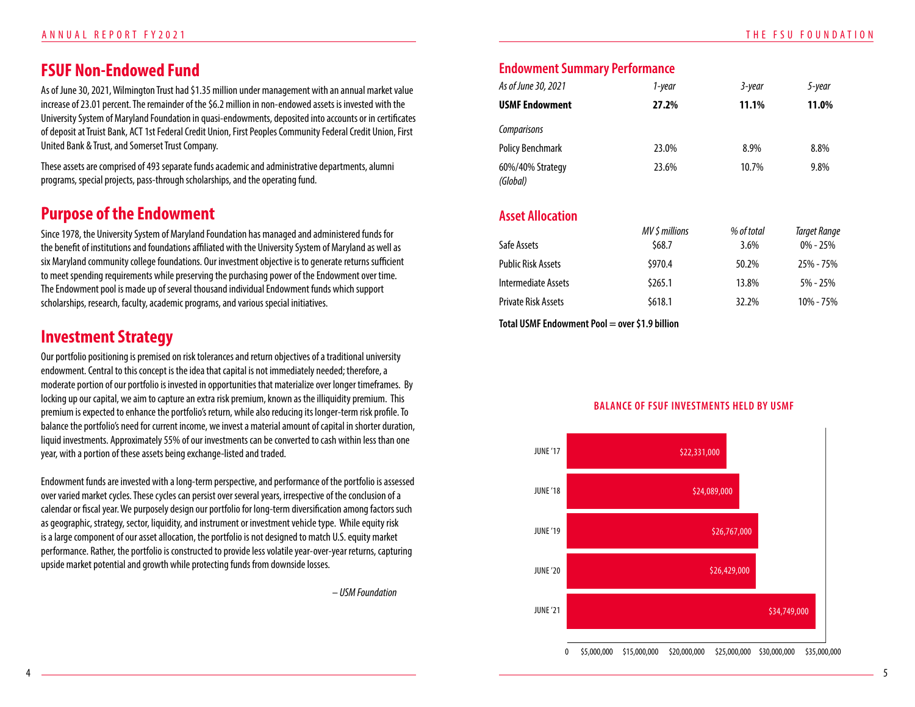## FSUF Non-Endowed Fund

As of June 30, 2021, Wilmington Trust had $1.35 million under management with an annual market value increase of 23.01 percent. The remainder of the $6.2 million in non-endowed assets is invested with the University System of Maryland Foundation in quasi-endowments, deposited into accounts or in certificates of deposit at Truist Bank, ACT 1st Federal Credit Union, First Peoples Community Federal Credit Union, First United Bank & Trust, and Somerset Trust Company.

These assets are comprised of 493 separate funds academic and administrative departments, alumni programs, special projects, pass-through scholarships, and the operating fund.

## Purpose of the Endowment

Since 1978, the University System of Maryland Foundation has managed and administered funds for the benefit of institutions and foundations affiliated with the University System of Maryland as well as six Maryland community college foundations. Our investment objective is to generate returns sufficient to meet spending requirements while preserving the purchasing power of the Endowment over time. The Endowment pool is made up of several thousand individual Endowment funds which support scholarships, research, faculty, academic programs, and various special initiatives.

## Investment Strategy

Our portfolio positioning is premised on risk tolerances and return objectives of a traditional university endowment. Central to this concept is the idea that capital is not immediately needed; therefore, a moderate portion of our portfolio is invested in opportunities that materialize over longer timeframes. By locking up our capital, we aim to capture an extra risk premium, known as the illiquidity premium. This premium is expected to enhance the portfolio's return, while also reducing its longer-term risk profile. To balance the portfolio's need for current income, we invest a material amount of capital in shorter duration, liquid investments. Approximately 55% of our investments can be converted to cash within less than one year, with a portion of these assets being exchange-listed and traded.

Endowment funds are invested with a long-term perspective, and performance of the portfolio is assessed over varied market cycles. These cycles can persist over several years, irrespective of the conclusion of a calendar or fiscal year. We purposely design our portfolio for long-term diversification among factors such as geographic, strategy, sector, liquidity, and instrument or investment vehicle type. While equity risk is a large component of our asset allocation, the portfolio is not designed to match U.S. equity market performance. Rather, the portfolio is constructed to provide less volatile year-over-year returns, capturing upside market potential and growth while protecting funds from downside losses.

*– USM Foundation*

## Endowment Summary Performance

| *As of June 30, 2021* | *1-year* | *3-year* | *5-year* |
| --- | --- | --- | --- |
| **USMF Endowment** | **27.2%** | **11.1%** | **11.0%** |
| *Comparisons* | | | |
| Policy Benchmark | 23.0% | 8.9% | 8.8% |
| 60%/40% Strategy *(Global)* | 23.6% | 10.7% | 9.8% |

## Asset Allocation

| | *MV $ millions* | *% of total* | *Target Range* |
| --- | --- | --- | --- |
| Safe Assets | $68.7 | 3.6% | 0% - 25% |
| Public Risk Assets | $970.4 | 50.2% | 25% - 75% |
| Intermediate Assets | $265.1 | 13.8% | 5% - 25% |
| Private Risk Assets | $618.1 | 32.2% | 10% - 75% |

**Total USMF Endowment Pool = over $1.9 billion**

**BALANCE OF FSUF INVESTMENTS HELD BY USMF**

| | Balance |
| --- | --- |
| JUNE '17 | $22,331,000 |
| JUNE '18 | $24,089,000 |
| JUNE '19 | $26,767,000 |
| JUNE '20 | $26,429,000 |
| JUNE '21 | $34,749,000 |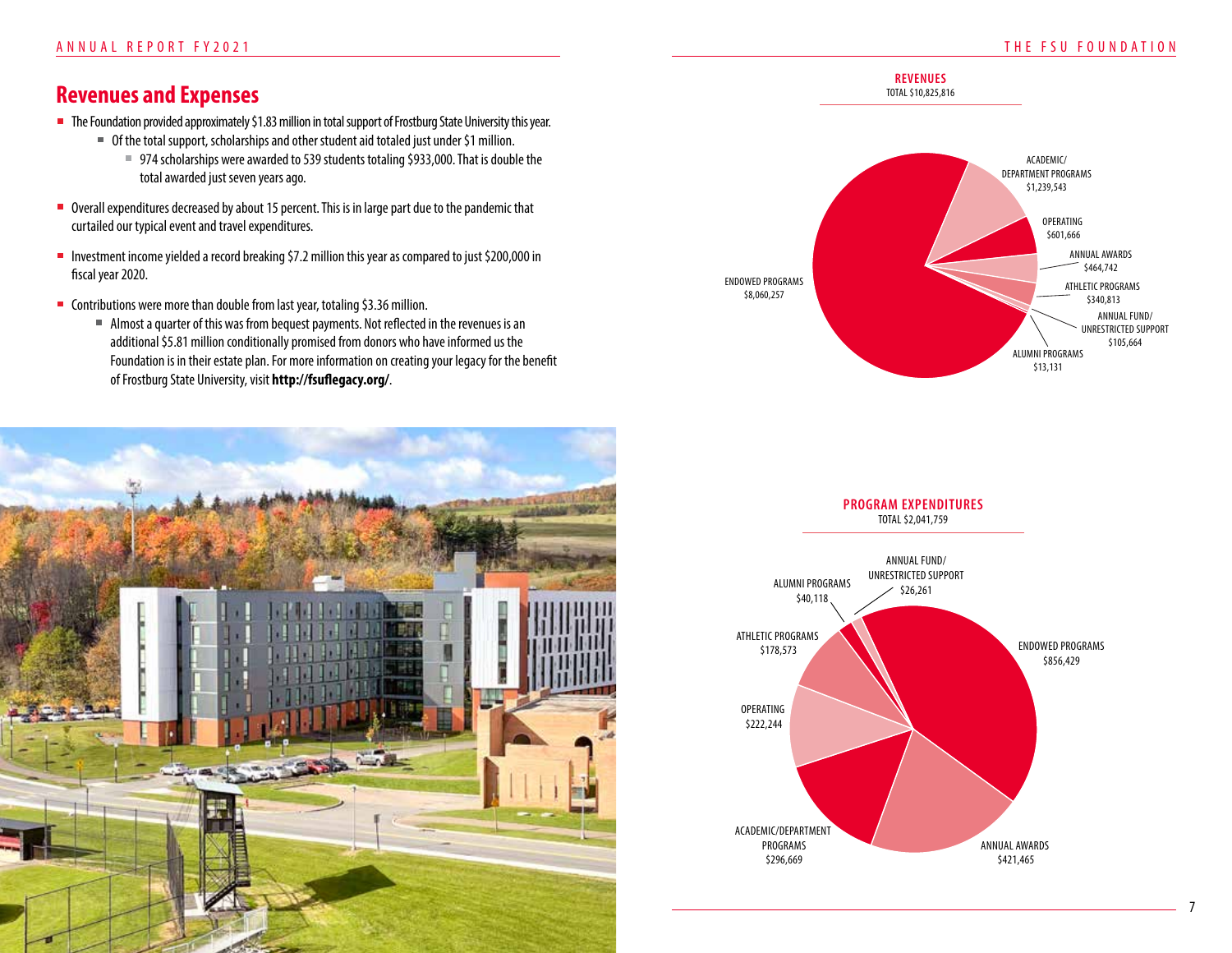## Revenues and Expenses

- The Foundation provided approximately $1.83 million in total support of Frostburg State University this year.
  - Of the total support, scholarships and other student aid totaled just under $1 million.
    - 974 scholarships were awarded to 539 students totaling $933,000. That is double the total awarded just seven years ago.
- Overall expenditures decreased by about 15 percent. This is in large part due to the pandemic that curtailed our typical event and travel expenditures.
- Investment income yielded a record breaking $7.2 million this year as compared to just $200,000 in fiscal year 2020.
- Contributions were more than double from last year, totaling $3.36 million.
  - Almost a quarter of this was from bequest payments. Not reflected in the revenues is an additional $5.81 million conditionally promised from donors who have informed us the Foundation is in their estate plan. For more information on creating your legacy for the benefit of Frostburg State University, visit **http://fsuflegacy.org/**.

**REVENUES**
TOTAL $10,825,816

| Category | Amount |
|---|---|
| ENDOWED PROGRAMS | $8,060,257 |
| ACADEMIC/DEPARTMENT PROGRAMS | $1,239,543 |
| OPERATING | $601,666 |
| ANNUAL AWARDS | $464,742 |
| ATHLETIC PROGRAMS | $340,813 |
| ANNUAL FUND/UNRESTRICTED SUPPORT | $105,664 |
| ALUMNI PROGRAMS | $13,131 |

**PROGRAM EXPENDITURES**
TOTAL $2,041,759

| Category | Amount |
|---|---|
| ENDOWED PROGRAMS | $856,429 |
| ANNUAL AWARDS | $421,465 |
| ACADEMIC/DEPARTMENT PROGRAMS | $296,669 |
| OPERATING | $222,244 |
| ATHLETIC PROGRAMS | $178,573 |
| ALUMNI PROGRAMS | $40,118 |
| ANNUAL FUND/UNRESTRICTED SUPPORT | $26,261 |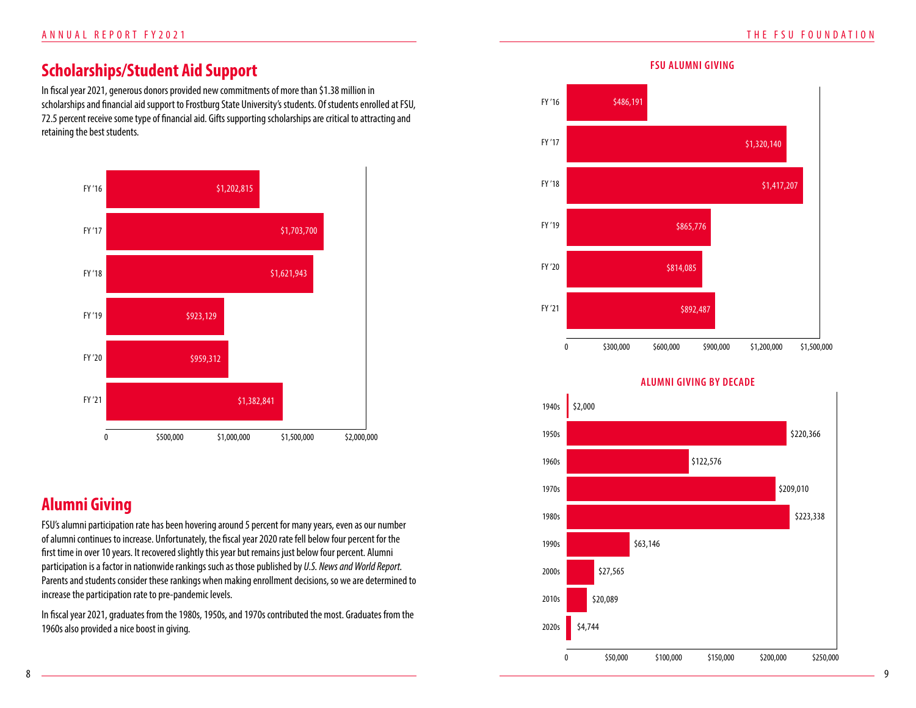## Scholarships/Student Aid Support

In fiscal year 2021, generous donors provided new commitments of more than $1.38 million in scholarships and financial aid support to Frostburg State University's students. Of students enrolled at FSU, 72.5 percent receive some type of financial aid. Gifts supporting scholarships are critical to attracting and retaining the best students.

| Fiscal Year | Amount |
| --- | --- |
| FY '16 | $1,202,815 |
| FY '17 | $1,703,700 |
| FY '18 | $1,621,943 |
| FY '19 | $923,129 |
| FY '20 | $959,312 |
| FY '21 | $1,382,841 |

## Alumni Giving

FSU's alumni participation rate has been hovering around 5 percent for many years, even as our number of alumni continues to increase. Unfortunately, the fiscal year 2020 rate fell below four percent for the first time in over 10 years. It recovered slightly this year but remains just below four percent. Alumni participation is a factor in nationwide rankings such as those published by *U.S. News and World Report*. Parents and students consider these rankings when making enrollment decisions, so we are determined to increase the participation rate to pre-pandemic levels.

In fiscal year 2021, graduates from the 1980s, 1950s, and 1970s contributed the most. Graduates from the 1960s also provided a nice boost in giving.

**FSU ALUMNI GIVING**

| Fiscal Year | Amount |
| --- | --- |
| FY '16 | $486,191 |
| FY '17 | $1,320,140 |
| FY '18 | $1,417,207 |
| FY '19 | $865,776 |
| FY '20 | $814,085 |
| FY '21 | $892,487 |

**ALUMNI GIVING BY DECADE**

| Decade | Amount |
| --- | --- |
| 1940s | $2,000 |
| 1950s | $220,366 |
| 1960s | $122,576 |
| 1970s | $209,010 |
| 1980s | $223,338 |
| 1990s | $63,146 |
| 2000s | $27,565 |
| 2010s | $20,089 |
| 2020s | $4,744 |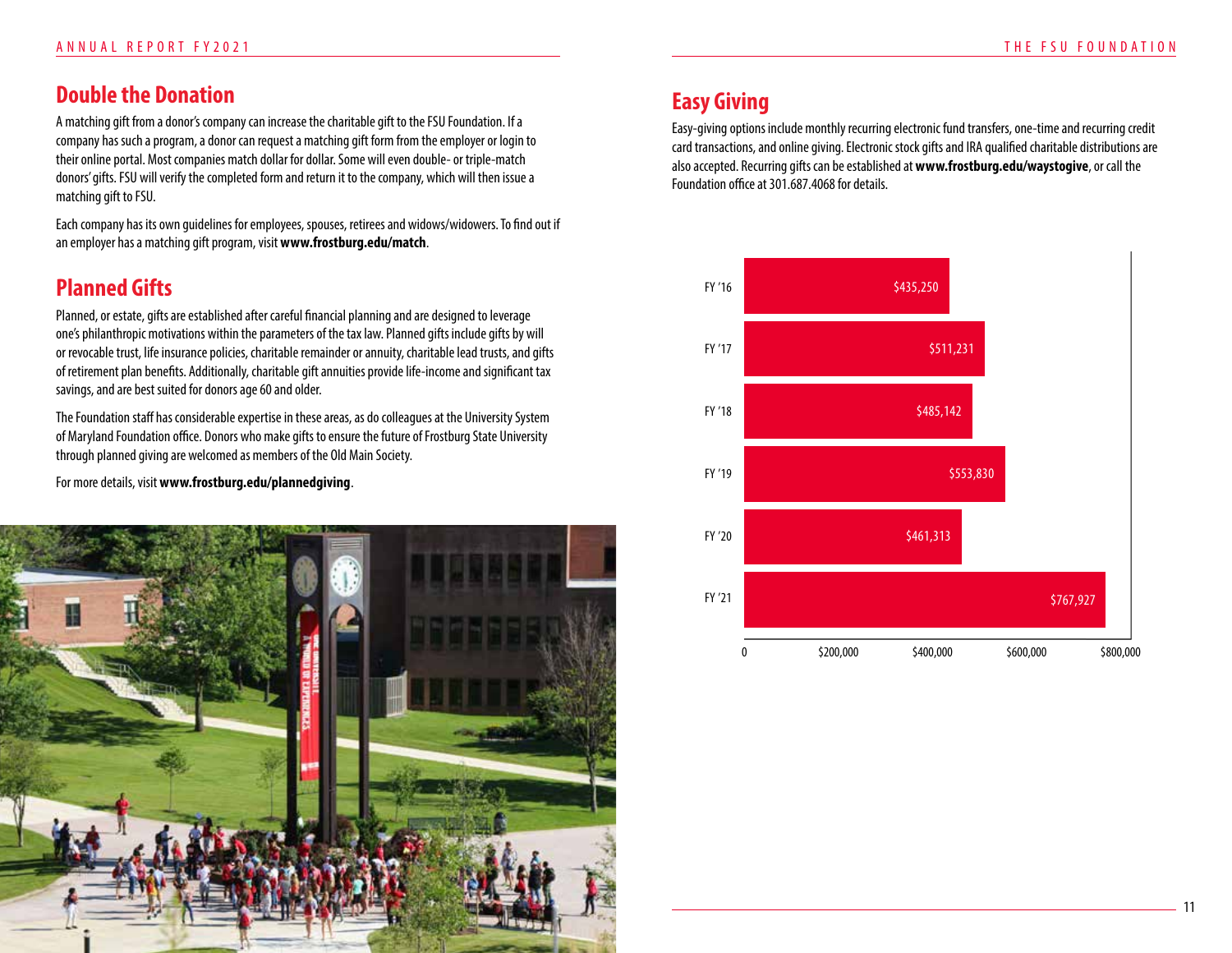## Double the Donation

A matching gift from a donor's company can increase the charitable gift to the FSU Foundation. If a company has such a program, a donor can request a matching gift form from the employer or login to their online portal. Most companies match dollar for dollar. Some will even double- or triple-match donors' gifts. FSU will verify the completed form and return it to the company, which will then issue a matching gift to FSU.

Each company has its own guidelines for employees, spouses, retirees and widows/widowers. To find out if an employer has a matching gift program, visit **www.frostburg.edu/match**.

## Planned Gifts

Planned, or estate, gifts are established after careful financial planning and are designed to leverage one's philanthropic motivations within the parameters of the tax law. Planned gifts include gifts by will or revocable trust, life insurance policies, charitable remainder or annuity, charitable lead trusts, and gifts of retirement plan benefits. Additionally, charitable gift annuities provide life-income and significant tax savings, and are best suited for donors age 60 and older.

The Foundation staff has considerable expertise in these areas, as do colleagues at the University System of Maryland Foundation office. Donors who make gifts to ensure the future of Frostburg State University through planned giving are welcomed as members of the Old Main Society.

For more details, visit **www.frostburg.edu/plannedgiving**.

## Easy Giving

Easy-giving options include monthly recurring electronic fund transfers, one-time and recurring credit card transactions, and online giving. Electronic stock gifts and IRA qualified charitable distributions are also accepted. Recurring gifts can be established at **www.frostburg.edu/waystogive**, or call the Foundation office at 301.687.4068 for details.

| Fiscal Year | Amount |
|---|---|
| FY '16 | $435,250 |
| FY '17 | $511,231 |
| FY '18 | $485,142 |
| FY '19 | $553,830 |
| FY '20 | $461,313 |
| FY '21 | $767,927 |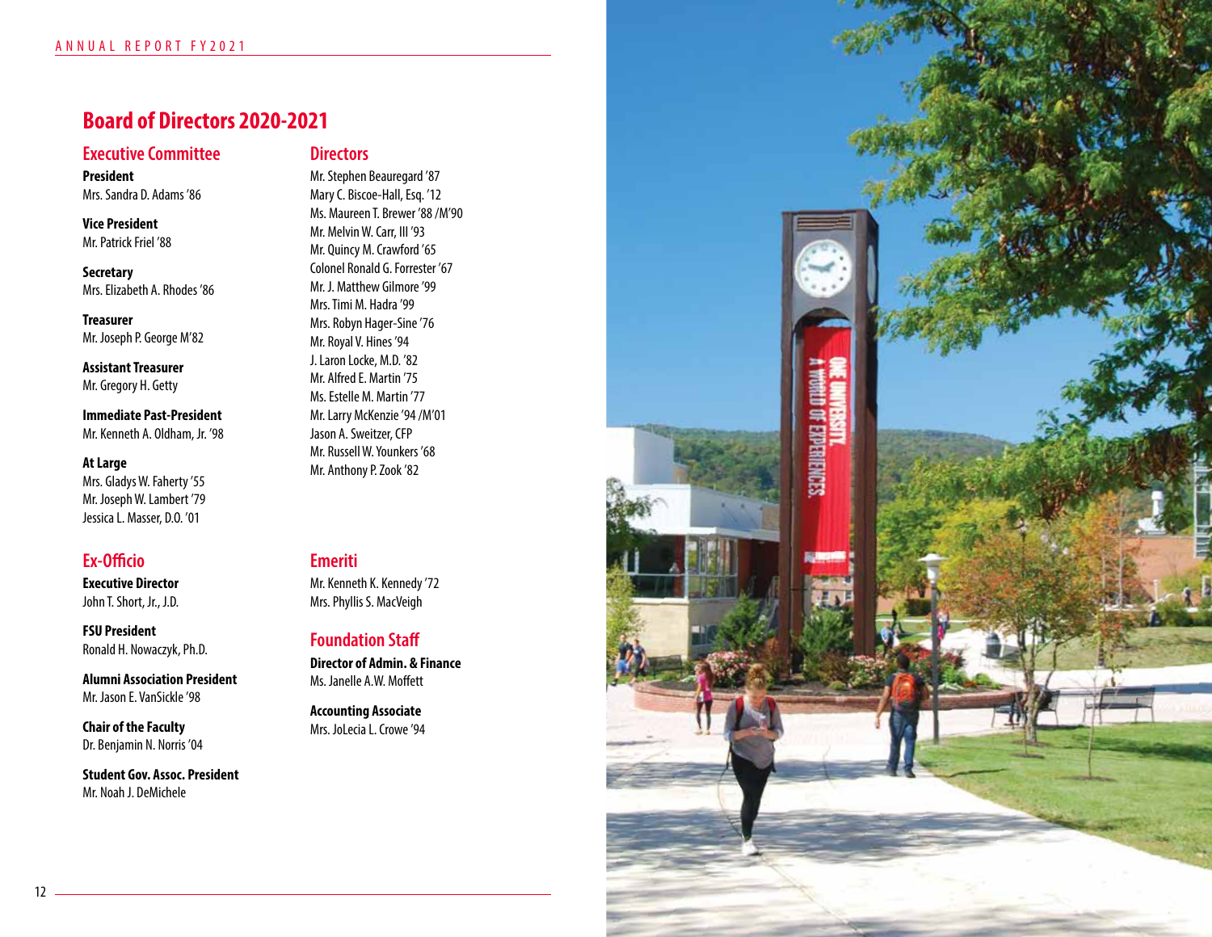# Board of Directors 2020-2021

## Executive Committee

**President**
Mrs. Sandra D. Adams '86

**Vice President**
Mr. Patrick Friel '88

**Secretary**
Mrs. Elizabeth A. Rhodes '86

**Treasurer**
Mr. Joseph P. George M'82

**Assistant Treasurer**
Mr. Gregory H. Getty

**Immediate Past-President**
Mr. Kenneth A. Oldham, Jr. '98

**At Large**
Mrs. Gladys W. Faherty '55
Mr. Joseph W. Lambert '79
Jessica L. Masser, D.O. '01

## Directors

Mr. Stephen Beauregard '87
Mary C. Biscoe-Hall, Esq. '12
Ms. Maureen T. Brewer '88 /M'90
Mr. Melvin W. Carr, III '93
Mr. Quincy M. Crawford '65
Colonel Ronald G. Forrester '67
Mr. J. Matthew Gilmore '99
Mrs. Timi M. Hadra '99
Mrs. Robyn Hager-Sine '76
Mr. Royal V. Hines '94
J. Laron Locke, M.D. '82
Mr. Alfred E. Martin '75
Ms. Estelle M. Martin '77
Mr. Larry McKenzie '94 /M'01
Jason A. Sweitzer, CFP
Mr. Russell W. Younkers '68
Mr. Anthony P. Zook '82

## Ex-Officio

**Executive Director**
John T. Short, Jr., J.D.

**FSU President**
Ronald H. Nowaczyk, Ph.D.

**Alumni Association President**
Mr. Jason E. VanSickle '98

**Chair of the Faculty**
Dr. Benjamin N. Norris '04

**Student Gov. Assoc. President**
Mr. Noah J. DeMichele

## Emeriti

Mr. Kenneth K. Kennedy '72
Mrs. Phyllis S. MacVeigh

## Foundation Staff

**Director of Admin. & Finance**
Ms. Janelle A.W. Moffett

**Accounting Associate**
Mrs. JoLecia L. Crowe '94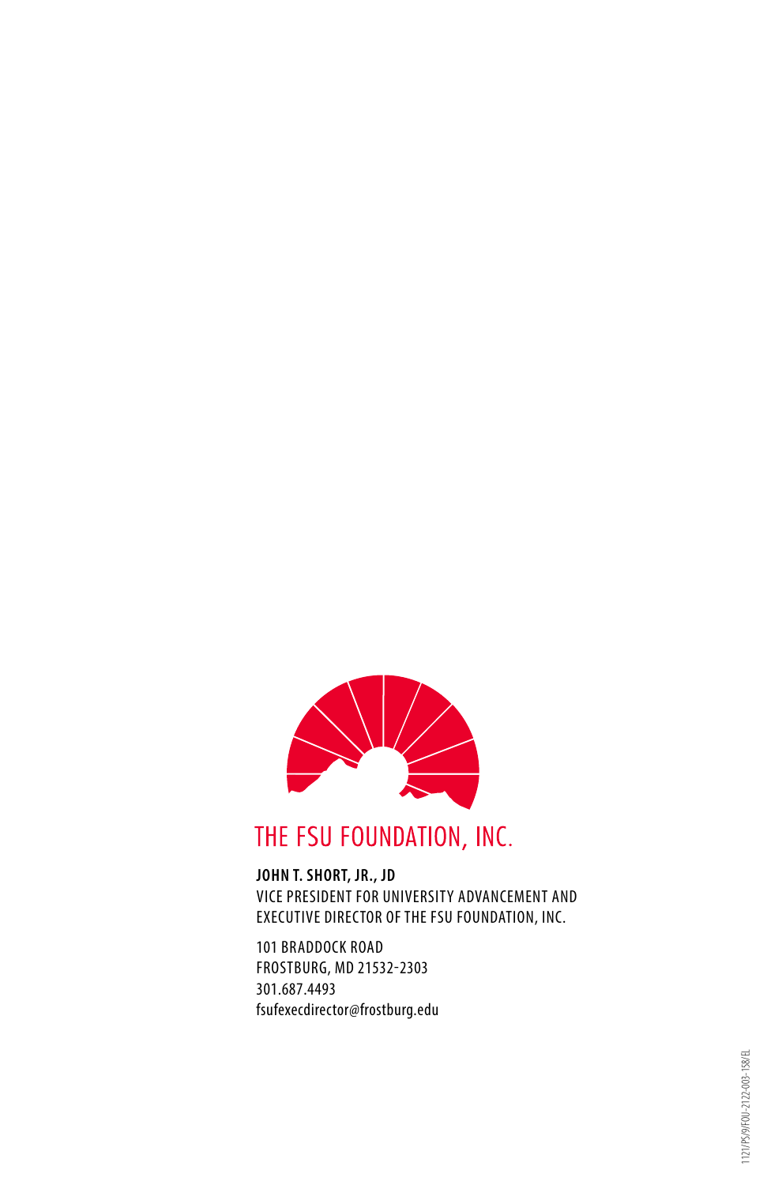THE FSU FOUNDATION, INC.

**JOHN T. SHORT, JR., JD**
VICE PRESIDENT FOR UNIVERSITY ADVANCEMENT AND
EXECUTIVE DIRECTOR OF THE FSU FOUNDATION, INC.

101 BRADDOCK ROAD
FROSTBURG, MD 21532-2303
301.687.4493
fsufexecdirector@frostburg.edu

1121/PS/9/FOU-2122-003-158/EL